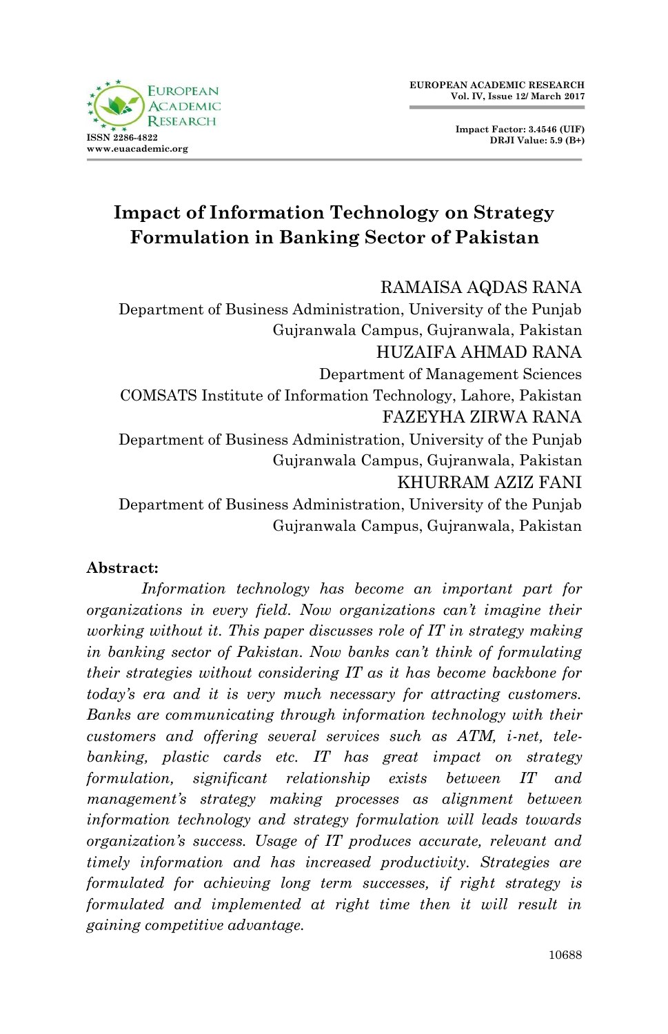# Impact of Information Technology on Strategy Formulation in Banking Sector of Pakistan

RAMAISA AQDAS RANA
Department of Business Administration, University of the Punjab
Gujranwala Campus, Gujranwala, Pakistan

HUZAIFA AHMAD RANA
Department of Management Sciences
COMSATS Institute of Information Technology, Lahore, Pakistan

FAZEYHA ZIRWA RANA
Department of Business Administration, University of the Punjab
Gujranwala Campus, Gujranwala, Pakistan

KHURRAM AZIZ FANI
Department of Business Administration, University of the Punjab
Gujranwala Campus, Gujranwala, Pakistan

**Abstract:**

*Information technology has become an important part for organizations in every field. Now organizations can't imagine their working without it. This paper discusses role of IT in strategy making in banking sector of Pakistan. Now banks can't think of formulating their strategies without considering IT as it has become backbone for today's era and it is very much necessary for attracting customers. Banks are communicating through information technology with their customers and offering several services such as ATM, i-net, tele-banking, plastic cards etc. IT has great impact on strategy formulation, significant relationship exists between IT and management's strategy making processes as alignment between information technology and strategy formulation will leads towards organization's success. Usage of IT produces accurate, relevant and timely information and has increased productivity. Strategies are formulated for achieving long term successes, if right strategy is formulated and implemented at right time then it will result in gaining competitive advantage.*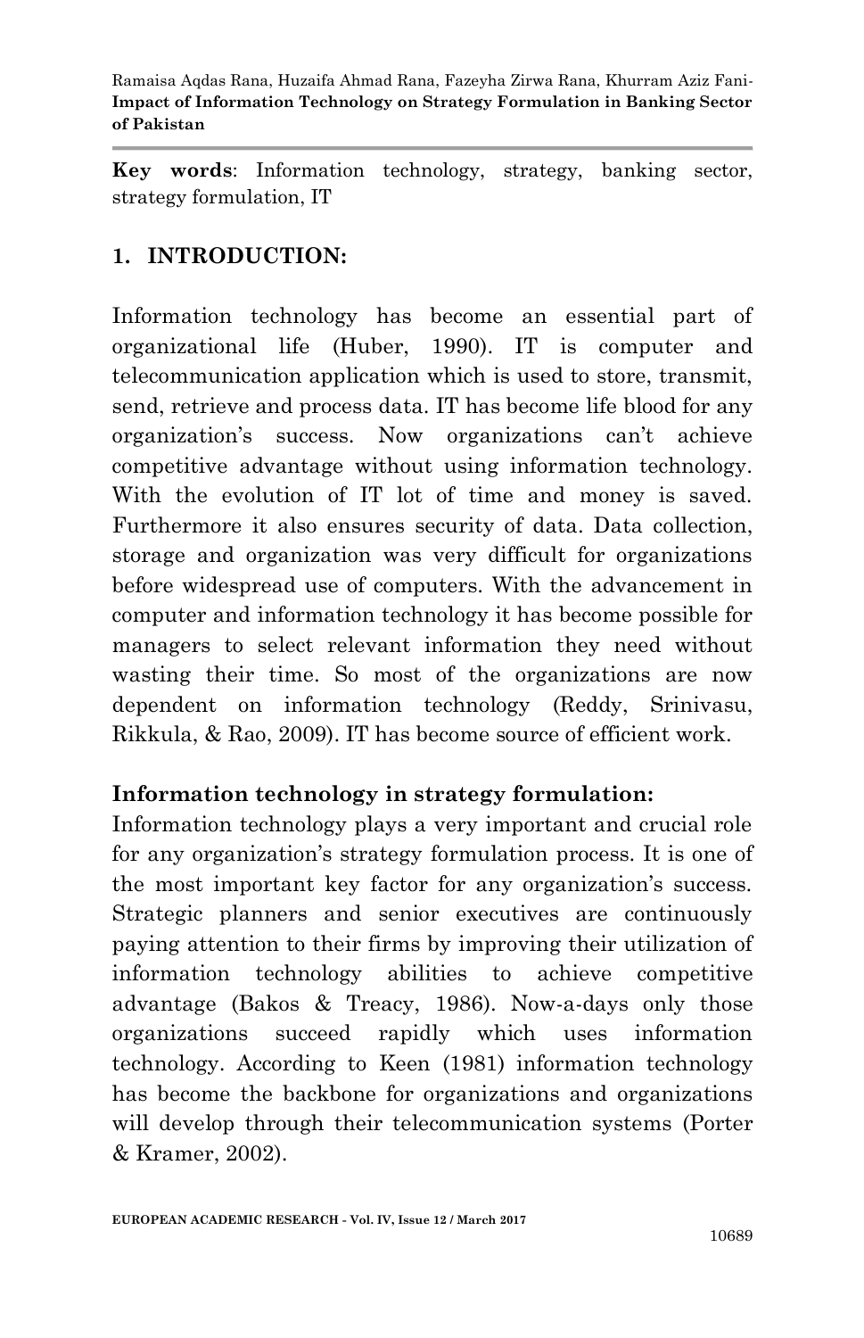**Key words**: Information technology, strategy, banking sector, strategy formulation, IT

## 1. INTRODUCTION:

Information technology has become an essential part of organizational life (Huber, 1990). IT is computer and telecommunication application which is used to store, transmit, send, retrieve and process data. IT has become life blood for any organization's success. Now organizations can't achieve competitive advantage without using information technology. With the evolution of IT lot of time and money is saved. Furthermore it also ensures security of data. Data collection, storage and organization was very difficult for organizations before widespread use of computers. With the advancement in computer and information technology it has become possible for managers to select relevant information they need without wasting their time. So most of the organizations are now dependent on information technology (Reddy, Srinivasu, Rikkula, & Rao, 2009). IT has become source of efficient work.

### Information technology in strategy formulation:

Information technology plays a very important and crucial role for any organization's strategy formulation process. It is one of the most important key factor for any organization's success. Strategic planners and senior executives are continuously paying attention to their firms by improving their utilization of information technology abilities to achieve competitive advantage (Bakos & Treacy, 1986). Now-a-days only those organizations succeed rapidly which uses information technology. According to Keen (1981) information technology has become the backbone for organizations and organizations will develop through their telecommunication systems (Porter & Kramer, 2002).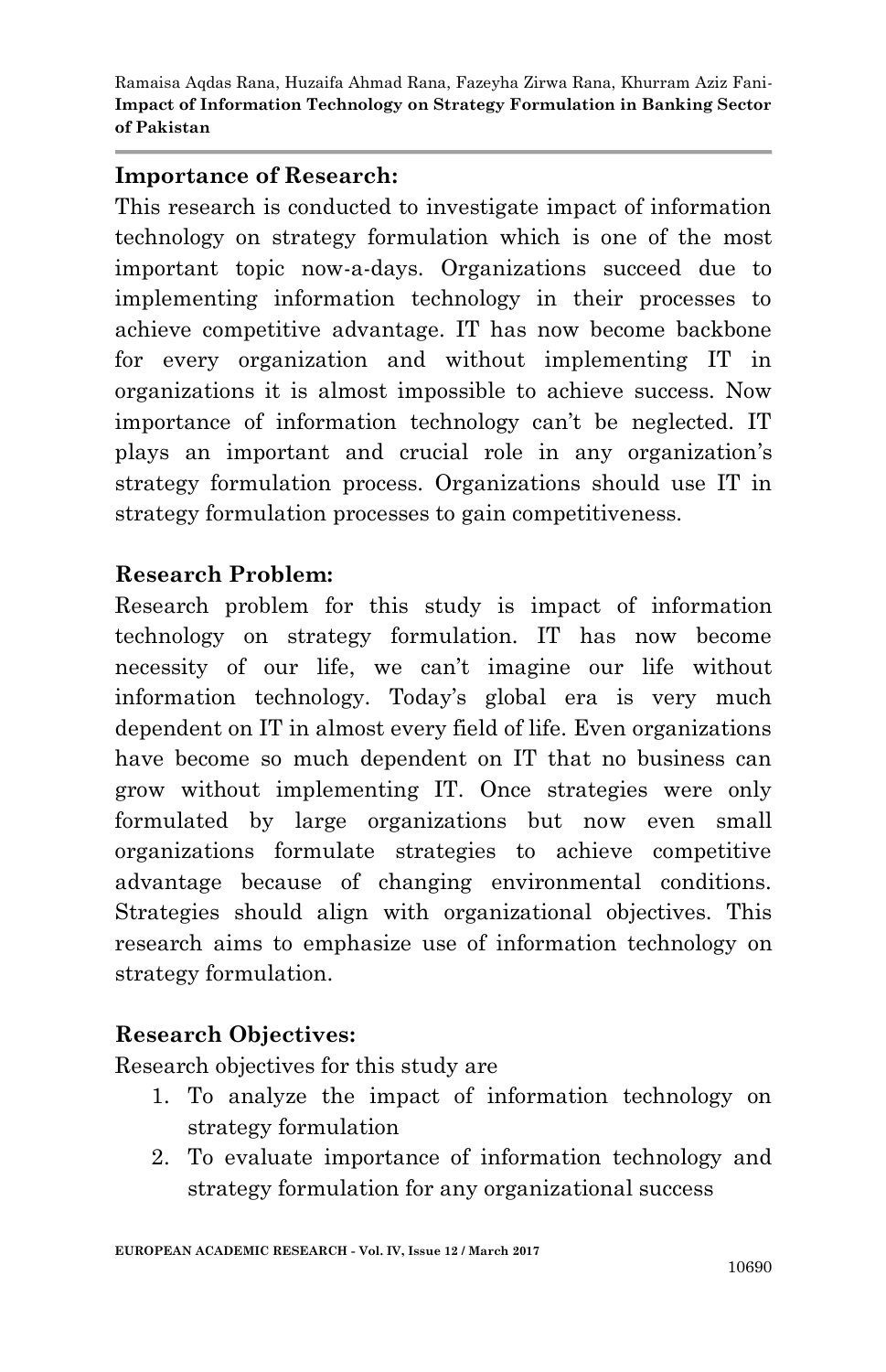**Importance of Research:**

This research is conducted to investigate impact of information technology on strategy formulation which is one of the most important topic now-a-days. Organizations succeed due to implementing information technology in their processes to achieve competitive advantage. IT has now become backbone for every organization and without implementing IT in organizations it is almost impossible to achieve success. Now importance of information technology can't be neglected. IT plays an important and crucial role in any organization's strategy formulation process. Organizations should use IT in strategy formulation processes to gain competitiveness.

**Research Problem:**

Research problem for this study is impact of information technology on strategy formulation. IT has now become necessity of our life, we can't imagine our life without information technology. Today's global era is very much dependent on IT in almost every field of life. Even organizations have become so much dependent on IT that no business can grow without implementing IT. Once strategies were only formulated by large organizations but now even small organizations formulate strategies to achieve competitive advantage because of changing environmental conditions. Strategies should align with organizational objectives. This research aims to emphasize use of information technology on strategy formulation.

**Research Objectives:**

Research objectives for this study are

1. To analyze the impact of information technology on strategy formulation
2. To evaluate importance of information technology and strategy formulation for any organizational success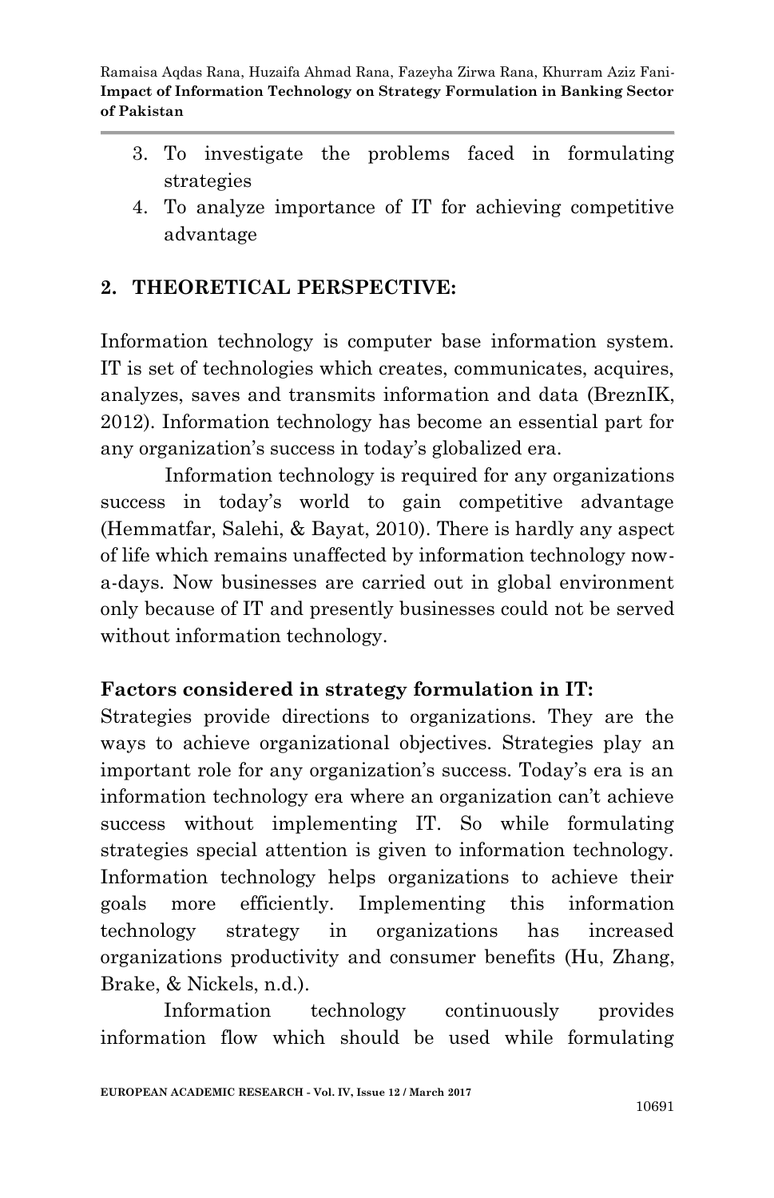3. To investigate the problems faced in formulating strategies
4. To analyze importance of IT for achieving competitive advantage

## 2. THEORETICAL PERSPECTIVE:

Information technology is computer base information system. IT is set of technologies which creates, communicates, acquires, analyzes, saves and transmits information and data (BreznIK, 2012). Information technology has become an essential part for any organization's success in today's globalized era.

Information technology is required for any organizations success in today's world to gain competitive advantage (Hemmatfar, Salehi, & Bayat, 2010). There is hardly any aspect of life which remains unaffected by information technology now-a-days. Now businesses are carried out in global environment only because of IT and presently businesses could not be served without information technology.

**Factors considered in strategy formulation in IT:**

Strategies provide directions to organizations. They are the ways to achieve organizational objectives. Strategies play an important role for any organization's success. Today's era is an information technology era where an organization can't achieve success without implementing IT. So while formulating strategies special attention is given to information technology. Information technology helps organizations to achieve their goals more efficiently. Implementing this information technology strategy in organizations has increased organizations productivity and consumer benefits (Hu, Zhang, Brake, & Nickels, n.d.).

Information technology continuously provides information flow which should be used while formulating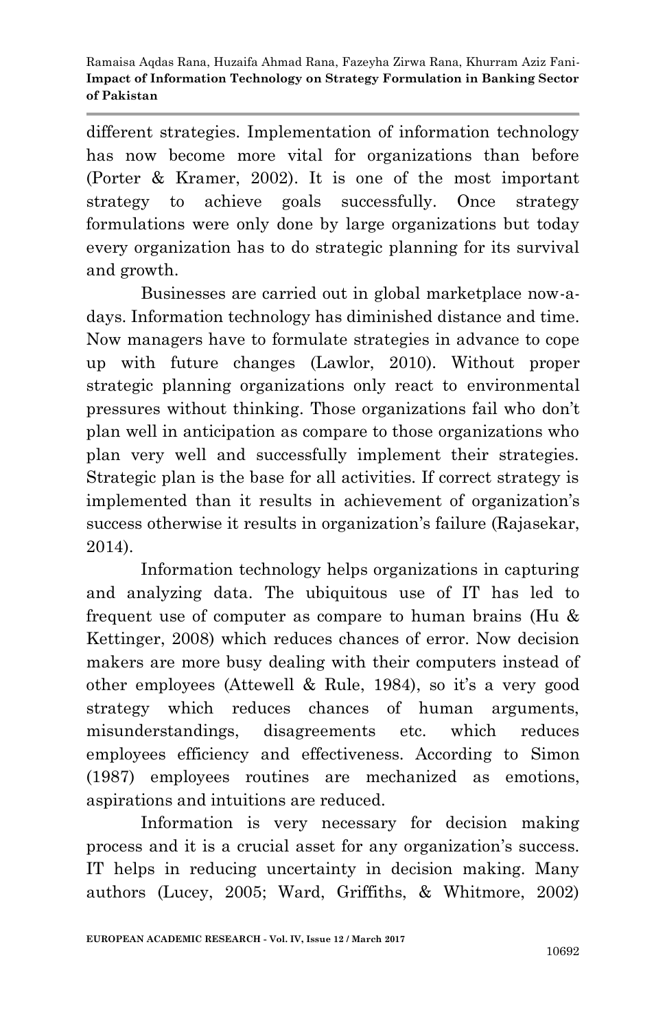different strategies. Implementation of information technology has now become more vital for organizations than before (Porter & Kramer, 2002). It is one of the most important strategy to achieve goals successfully. Once strategy formulations were only done by large organizations but today every organization has to do strategic planning for its survival and growth.

Businesses are carried out in global marketplace now-a-days. Information technology has diminished distance and time. Now managers have to formulate strategies in advance to cope up with future changes (Lawlor, 2010). Without proper strategic planning organizations only react to environmental pressures without thinking. Those organizations fail who don't plan well in anticipation as compare to those organizations who plan very well and successfully implement their strategies. Strategic plan is the base for all activities. If correct strategy is implemented than it results in achievement of organization's success otherwise it results in organization's failure (Rajasekar, 2014).

Information technology helps organizations in capturing and analyzing data. The ubiquitous use of IT has led to frequent use of computer as compare to human brains (Hu & Kettinger, 2008) which reduces chances of error. Now decision makers are more busy dealing with their computers instead of other employees (Attewell & Rule, 1984), so it's a very good strategy which reduces chances of human arguments, misunderstandings, disagreements etc. which reduces employees efficiency and effectiveness. According to Simon (1987) employees routines are mechanized as emotions, aspirations and intuitions are reduced.

Information is very necessary for decision making process and it is a crucial asset for any organization's success. IT helps in reducing uncertainty in decision making. Many authors (Lucey, 2005; Ward, Griffiths, & Whitmore, 2002)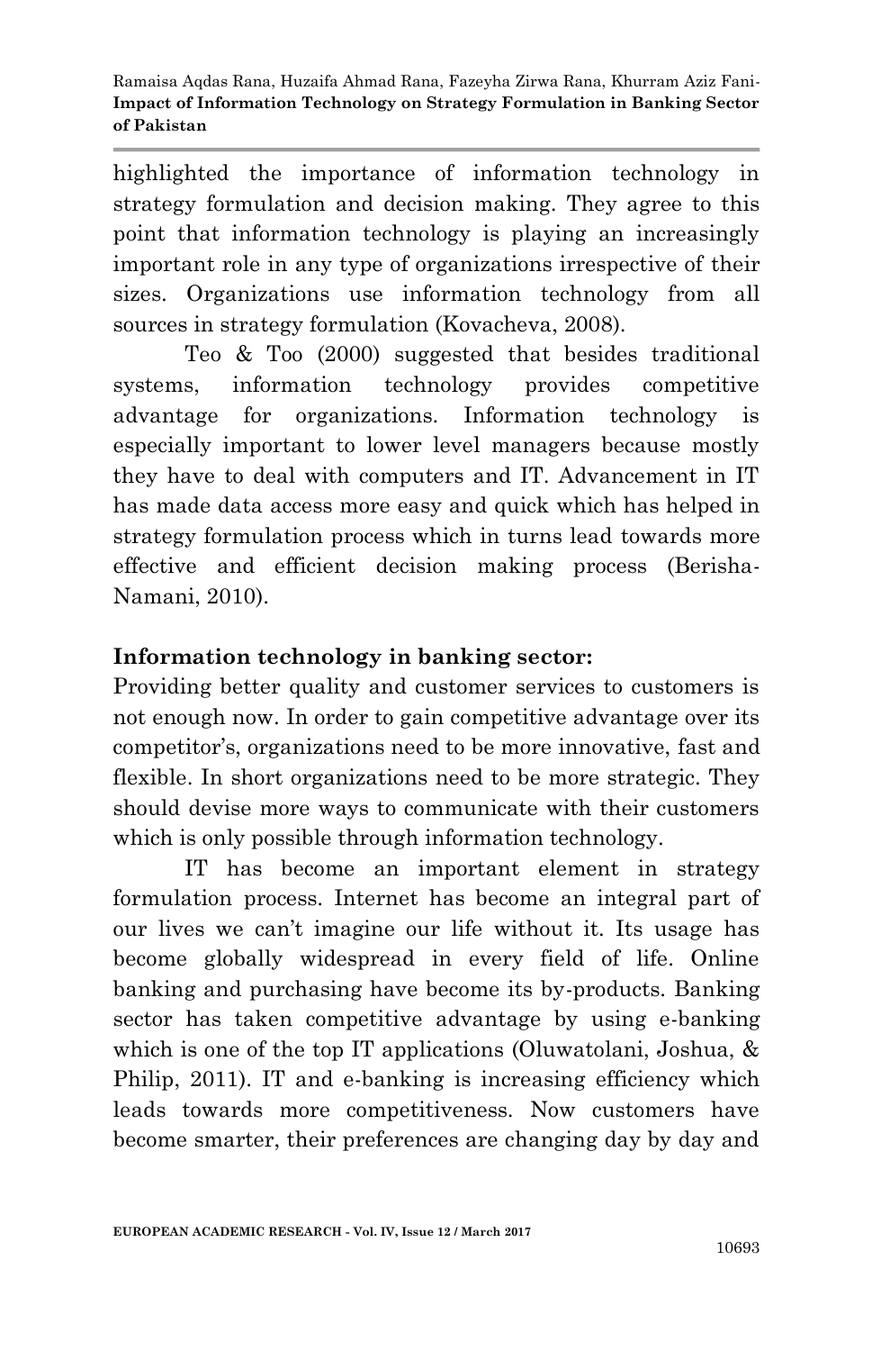highlighted the importance of information technology in strategy formulation and decision making. They agree to this point that information technology is playing an increasingly important role in any type of organizations irrespective of their sizes. Organizations use information technology from all sources in strategy formulation (Kovacheva, 2008).

Teo & Too (2000) suggested that besides traditional systems, information technology provides competitive advantage for organizations. Information technology is especially important to lower level managers because mostly they have to deal with computers and IT. Advancement in IT has made data access more easy and quick which has helped in strategy formulation process which in turns lead towards more effective and efficient decision making process (Berisha-Namani, 2010).

### Information technology in banking sector:

Providing better quality and customer services to customers is not enough now. In order to gain competitive advantage over its competitor's, organizations need to be more innovative, fast and flexible. In short organizations need to be more strategic. They should devise more ways to communicate with their customers which is only possible through information technology.

IT has become an important element in strategy formulation process. Internet has become an integral part of our lives we can't imagine our life without it. Its usage has become globally widespread in every field of life. Online banking and purchasing have become its by-products. Banking sector has taken competitive advantage by using e-banking which is one of the top IT applications (Oluwatolani, Joshua, & Philip, 2011). IT and e-banking is increasing efficiency which leads towards more competitiveness. Now customers have become smarter, their preferences are changing day by day and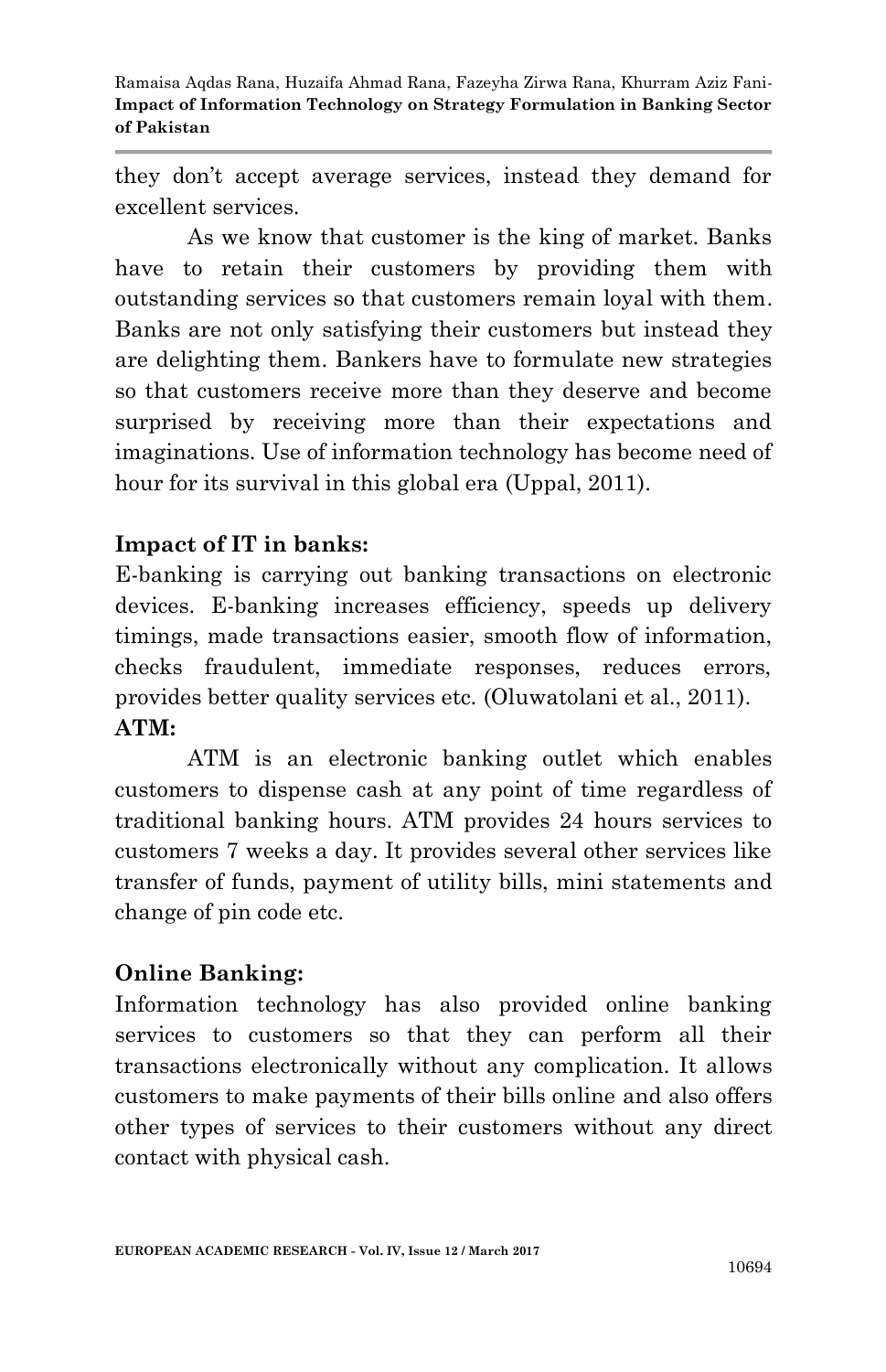they don't accept average services, instead they demand for excellent services.

As we know that customer is the king of market. Banks have to retain their customers by providing them with outstanding services so that customers remain loyal with them. Banks are not only satisfying their customers but instead they are delighting them. Bankers have to formulate new strategies so that customers receive more than they deserve and become surprised by receiving more than their expectations and imaginations. Use of information technology has become need of hour for its survival in this global era (Uppal, 2011).

**Impact of IT in banks:**

E-banking is carrying out banking transactions on electronic devices. E-banking increases efficiency, speeds up delivery timings, made transactions easier, smooth flow of information, checks fraudulent, immediate responses, reduces errors, provides better quality services etc. (Oluwatolani et al., 2011).

**ATM:**

ATM is an electronic banking outlet which enables customers to dispense cash at any point of time regardless of traditional banking hours. ATM provides 24 hours services to customers 7 weeks a day. It provides several other services like transfer of funds, payment of utility bills, mini statements and change of pin code etc.

**Online Banking:**

Information technology has also provided online banking services to customers so that they can perform all their transactions electronically without any complication. It allows customers to make payments of their bills online and also offers other types of services to their customers without any direct contact with physical cash.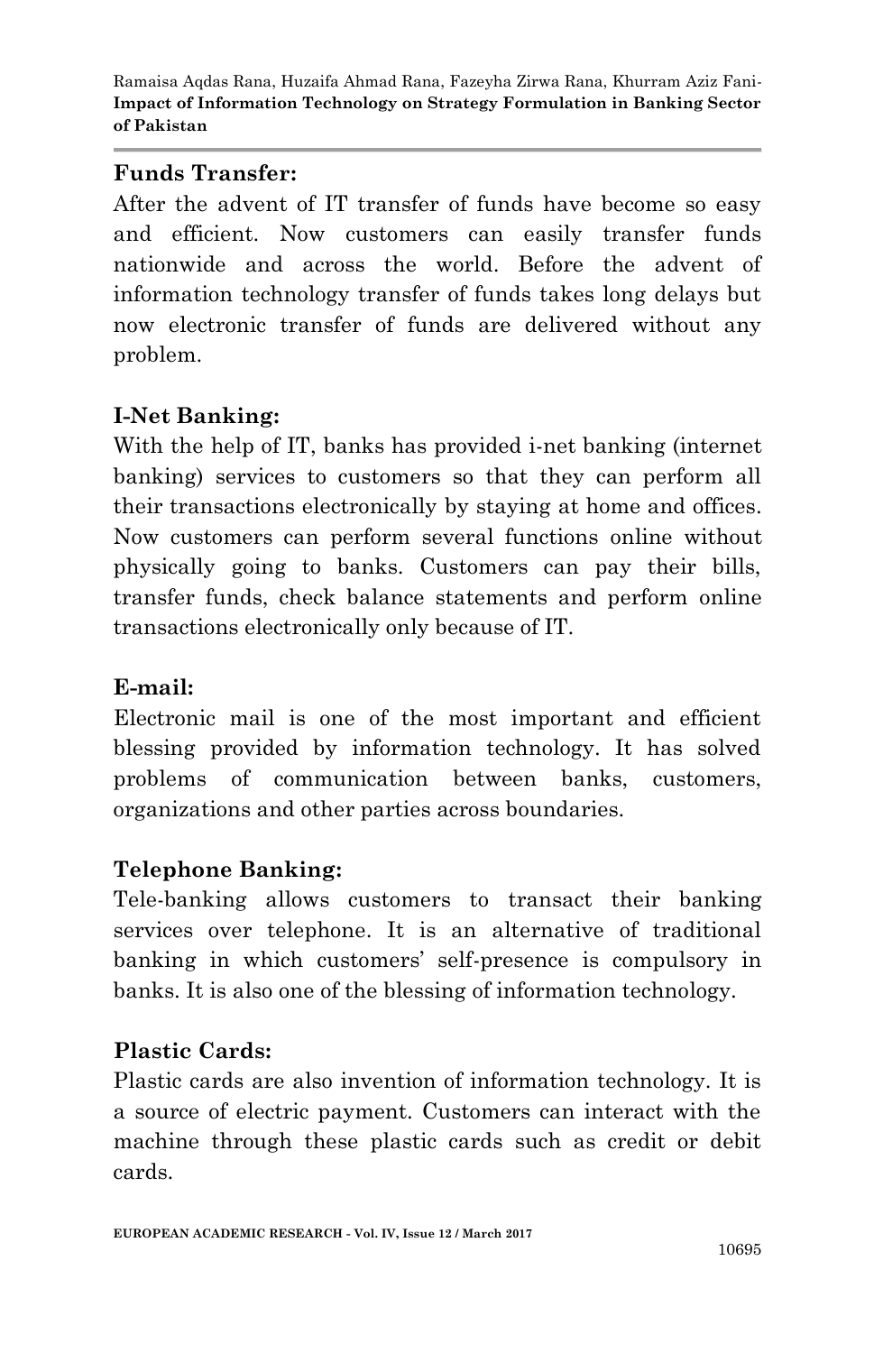**Funds Transfer:**

After the advent of IT transfer of funds have become so easy and efficient. Now customers can easily transfer funds nationwide and across the world. Before the advent of information technology transfer of funds takes long delays but now electronic transfer of funds are delivered without any problem.

**I-Net Banking:**

With the help of IT, banks has provided i-net banking (internet banking) services to customers so that they can perform all their transactions electronically by staying at home and offices. Now customers can perform several functions online without physically going to banks. Customers can pay their bills, transfer funds, check balance statements and perform online transactions electronically only because of IT.

**E-mail:**

Electronic mail is one of the most important and efficient blessing provided by information technology. It has solved problems of communication between banks, customers, organizations and other parties across boundaries.

**Telephone Banking:**

Tele-banking allows customers to transact their banking services over telephone. It is an alternative of traditional banking in which customers' self-presence is compulsory in banks. It is also one of the blessing of information technology.

**Plastic Cards:**

Plastic cards are also invention of information technology. It is a source of electric payment. Customers can interact with the machine through these plastic cards such as credit or debit cards.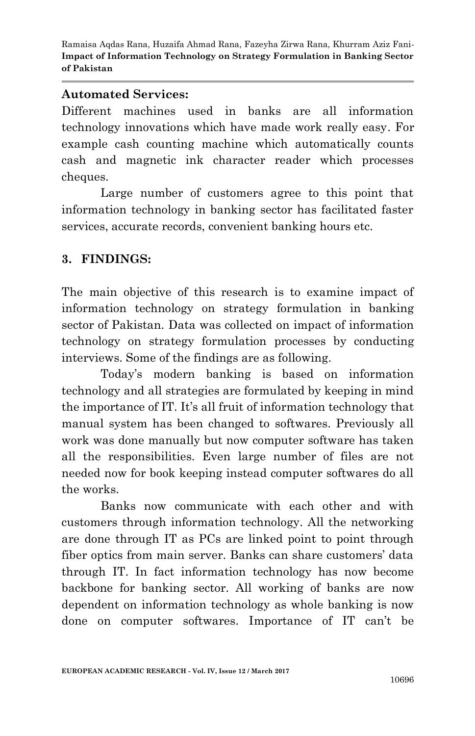**Automated Services:**

Different machines used in banks are all information technology innovations which have made work really easy. For example cash counting machine which automatically counts cash and magnetic ink character reader which processes cheques.

Large number of customers agree to this point that information technology in banking sector has facilitated faster services, accurate records, convenient banking hours etc.

## 3. FINDINGS:

The main objective of this research is to examine impact of information technology on strategy formulation in banking sector of Pakistan. Data was collected on impact of information technology on strategy formulation processes by conducting interviews. Some of the findings are as following.

Today's modern banking is based on information technology and all strategies are formulated by keeping in mind the importance of IT. It's all fruit of information technology that manual system has been changed to softwares. Previously all work was done manually but now computer software has taken all the responsibilities. Even large number of files are not needed now for book keeping instead computer softwares do all the works.

Banks now communicate with each other and with customers through information technology. All the networking are done through IT as PCs are linked point to point through fiber optics from main server. Banks can share customers' data through IT. In fact information technology has now become backbone for banking sector. All working of banks are now dependent on information technology as whole banking is now done on computer softwares. Importance of IT can't be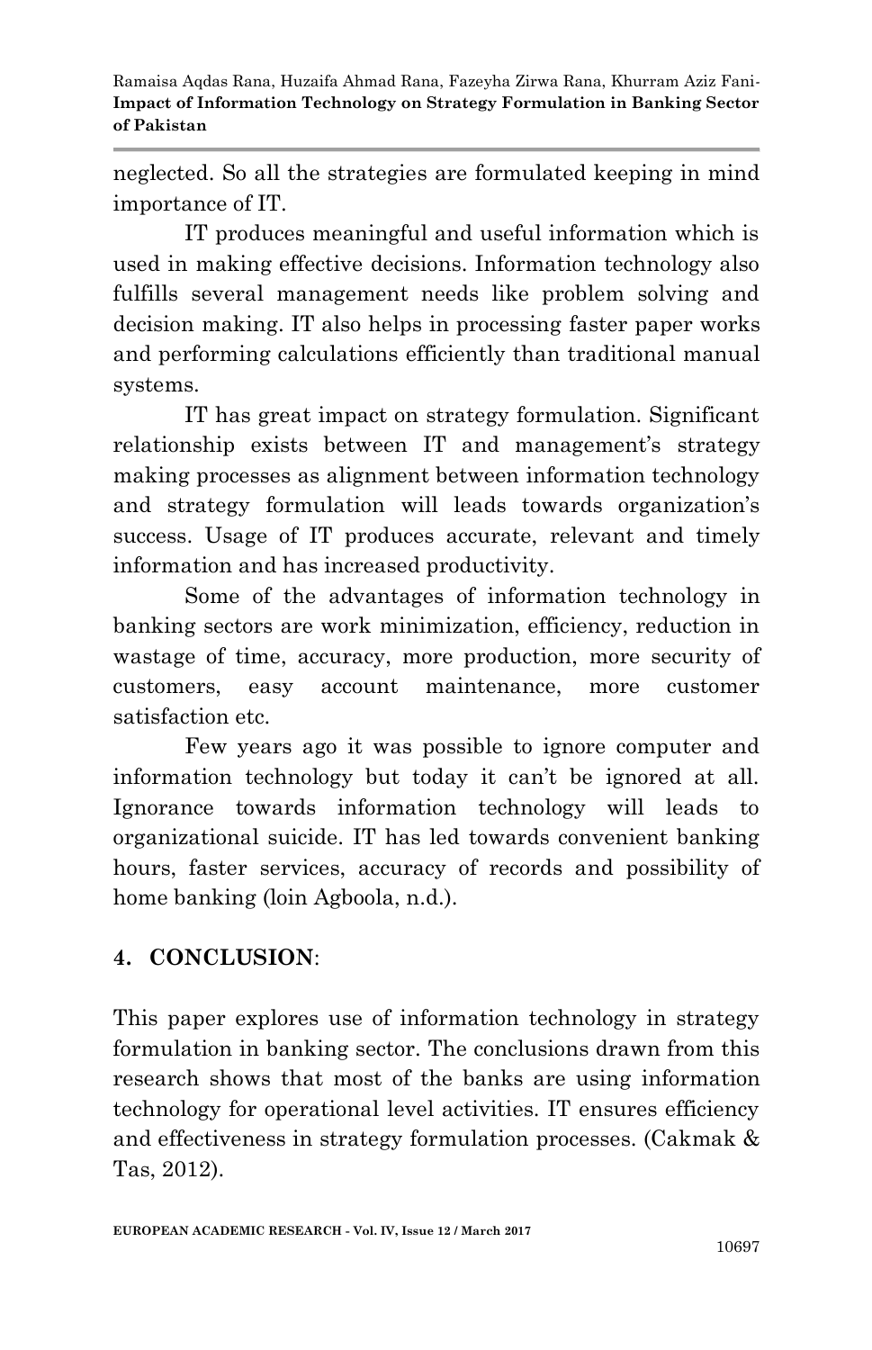neglected. So all the strategies are formulated keeping in mind importance of IT.

IT produces meaningful and useful information which is used in making effective decisions. Information technology also fulfills several management needs like problem solving and decision making. IT also helps in processing faster paper works and performing calculations efficiently than traditional manual systems.

IT has great impact on strategy formulation. Significant relationship exists between IT and management's strategy making processes as alignment between information technology and strategy formulation will leads towards organization's success. Usage of IT produces accurate, relevant and timely information and has increased productivity.

Some of the advantages of information technology in banking sectors are work minimization, efficiency, reduction in wastage of time, accuracy, more production, more security of customers, easy account maintenance, more customer satisfaction etc.

Few years ago it was possible to ignore computer and information technology but today it can't be ignored at all. Ignorance towards information technology will leads to organizational suicide. IT has led towards convenient banking hours, faster services, accuracy of records and possibility of home banking (loin Agboola, n.d.).

## 4. CONCLUSION:

This paper explores use of information technology in strategy formulation in banking sector. The conclusions drawn from this research shows that most of the banks are using information technology for operational level activities. IT ensures efficiency and effectiveness in strategy formulation processes. (Cakmak & Tas, 2012).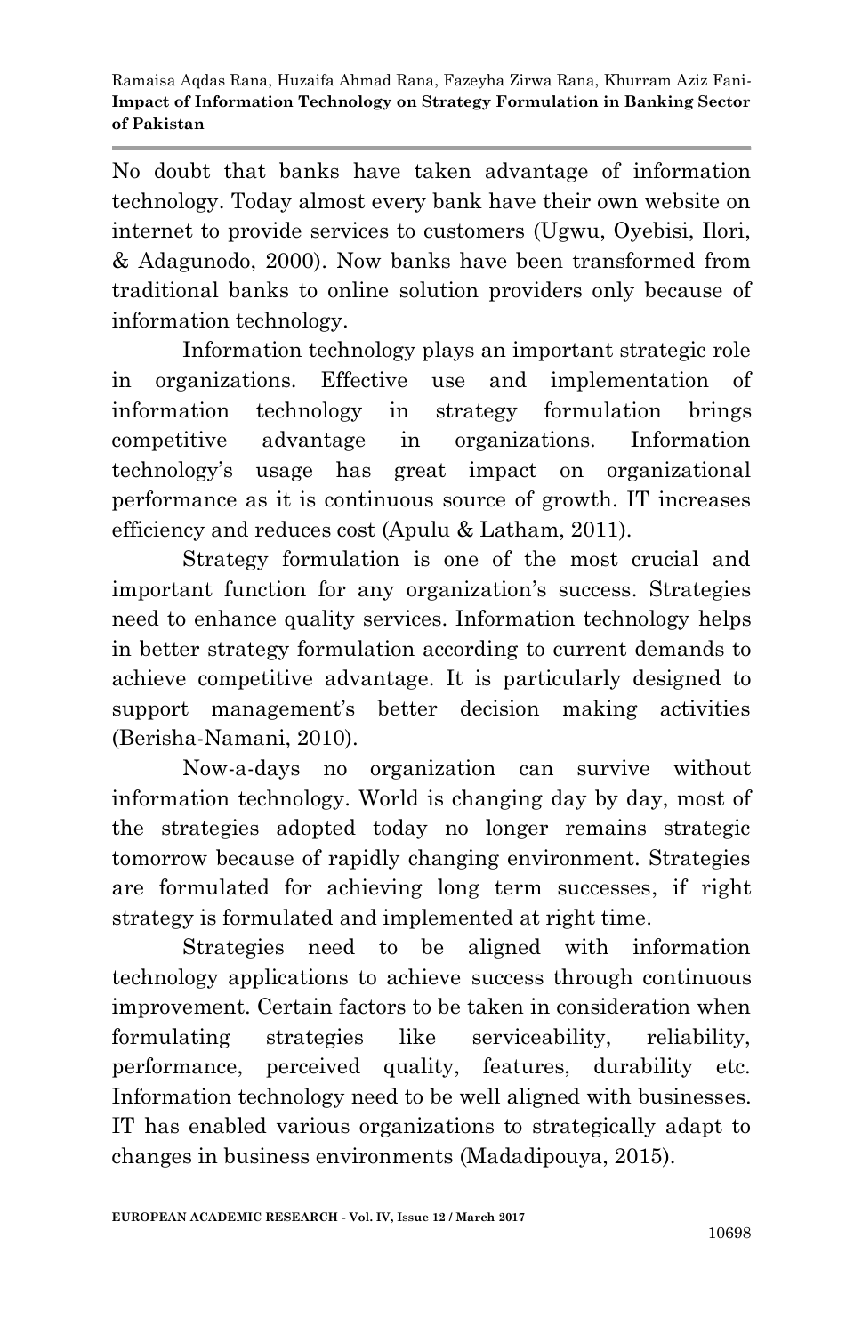No doubt that banks have taken advantage of information technology. Today almost every bank have their own website on internet to provide services to customers (Ugwu, Oyebisi, Ilori, & Adagunodo, 2000). Now banks have been transformed from traditional banks to online solution providers only because of information technology.

Information technology plays an important strategic role in organizations. Effective use and implementation of information technology in strategy formulation brings competitive advantage in organizations. Information technology's usage has great impact on organizational performance as it is continuous source of growth. IT increases efficiency and reduces cost (Apulu & Latham, 2011).

Strategy formulation is one of the most crucial and important function for any organization's success. Strategies need to enhance quality services. Information technology helps in better strategy formulation according to current demands to achieve competitive advantage. It is particularly designed to support management's better decision making activities (Berisha-Namani, 2010).

Now-a-days no organization can survive without information technology. World is changing day by day, most of the strategies adopted today no longer remains strategic tomorrow because of rapidly changing environment. Strategies are formulated for achieving long term successes, if right strategy is formulated and implemented at right time.

Strategies need to be aligned with information technology applications to achieve success through continuous improvement. Certain factors to be taken in consideration when formulating strategies like serviceability, reliability, performance, perceived quality, features, durability etc. Information technology need to be well aligned with businesses. IT has enabled various organizations to strategically adapt to changes in business environments (Madadipouya, 2015).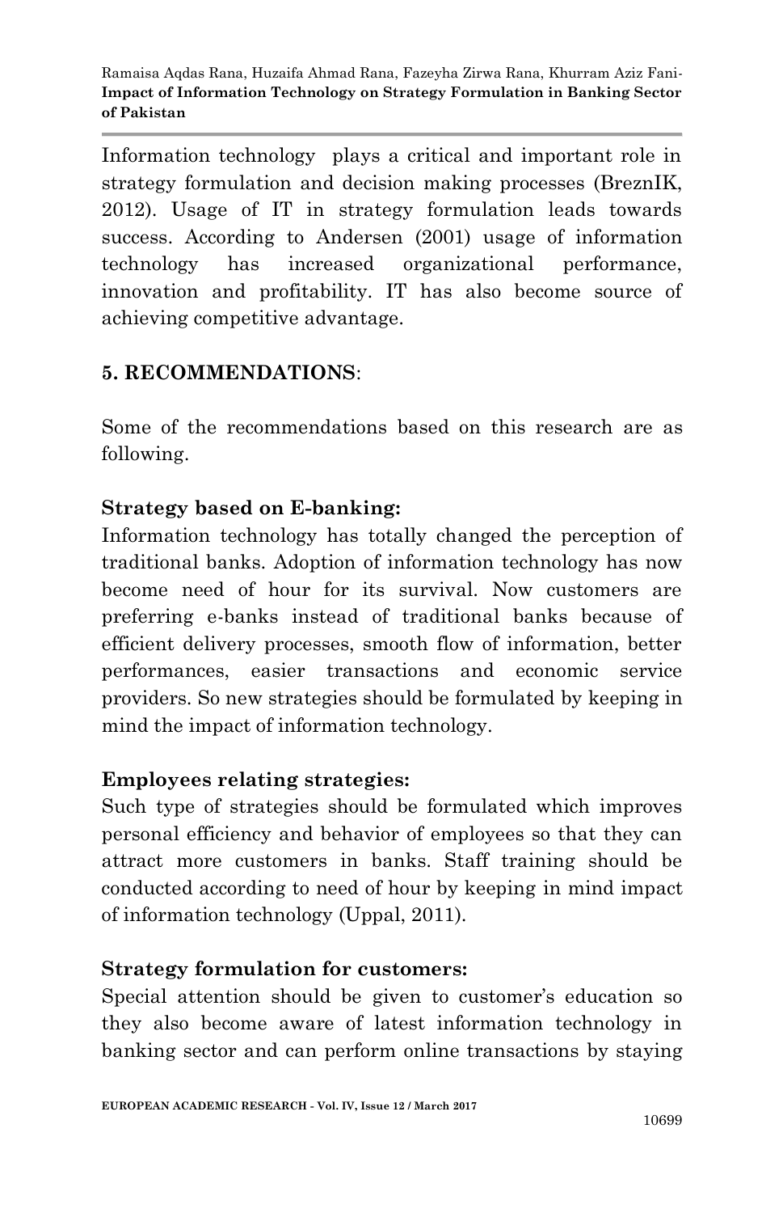Information technology plays a critical and important role in strategy formulation and decision making processes (BreznIK, 2012). Usage of IT in strategy formulation leads towards success. According to Andersen (2001) usage of information technology has increased organizational performance, innovation and profitability. IT has also become source of achieving competitive advantage.

## 5. RECOMMENDATIONS:

Some of the recommendations based on this research are as following.

**Strategy based on E-banking:**

Information technology has totally changed the perception of traditional banks. Adoption of information technology has now become need of hour for its survival. Now customers are preferring e-banks instead of traditional banks because of efficient delivery processes, smooth flow of information, better performances, easier transactions and economic service providers. So new strategies should be formulated by keeping in mind the impact of information technology.

**Employees relating strategies:**

Such type of strategies should be formulated which improves personal efficiency and behavior of employees so that they can attract more customers in banks. Staff training should be conducted according to need of hour by keeping in mind impact of information technology (Uppal, 2011).

**Strategy formulation for customers:**

Special attention should be given to customer's education so they also become aware of latest information technology in banking sector and can perform online transactions by staying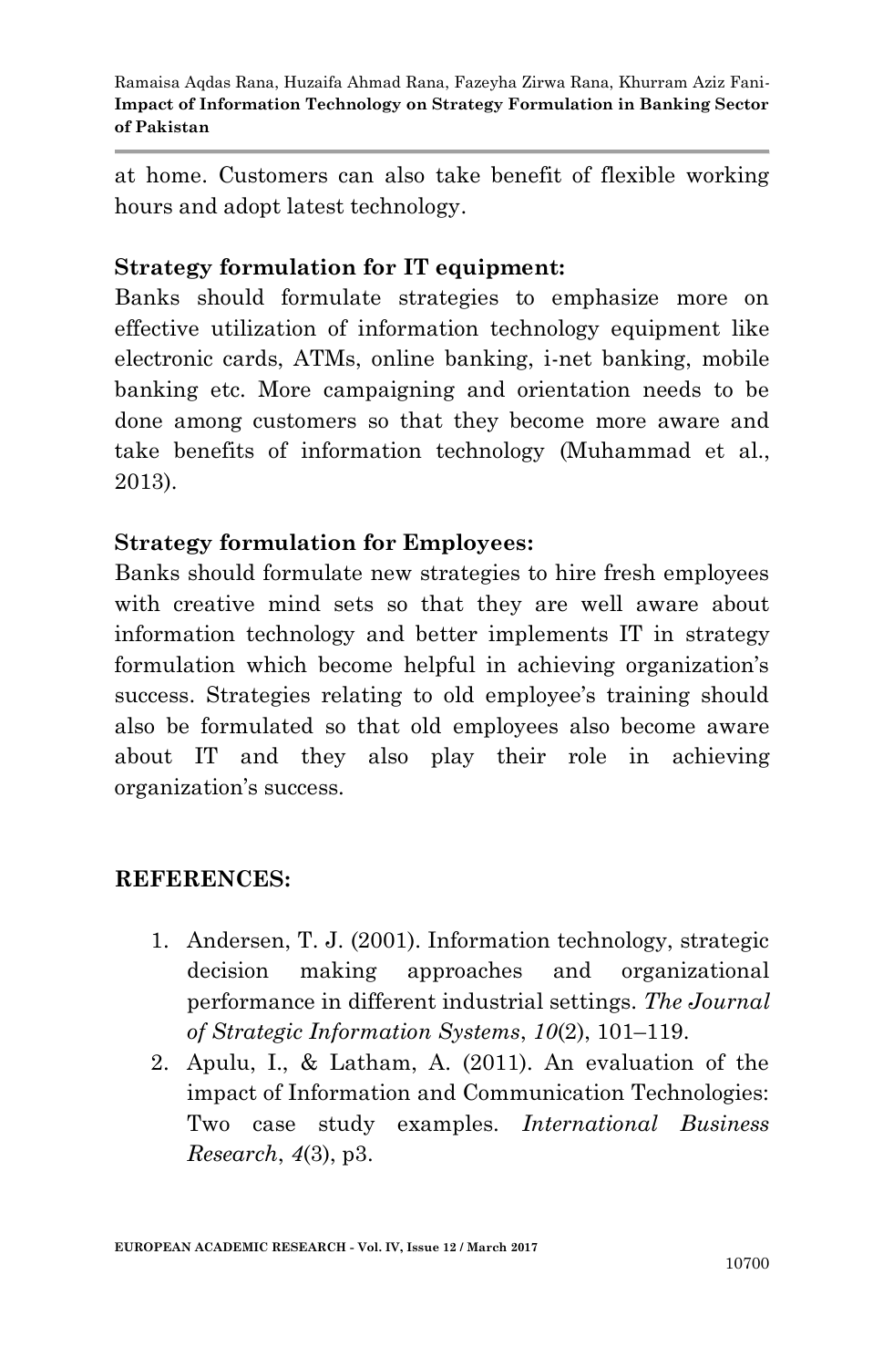at home. Customers can also take benefit of flexible working hours and adopt latest technology.

**Strategy formulation for IT equipment:**

Banks should formulate strategies to emphasize more on effective utilization of information technology equipment like electronic cards, ATMs, online banking, i-net banking, mobile banking etc. More campaigning and orientation needs to be done among customers so that they become more aware and take benefits of information technology (Muhammad et al., 2013).

**Strategy formulation for Employees:**

Banks should formulate new strategies to hire fresh employees with creative mind sets so that they are well aware about information technology and better implements IT in strategy formulation which become helpful in achieving organization's success. Strategies relating to old employee's training should also be formulated so that old employees also become aware about IT and they also play their role in achieving organization's success.

## REFERENCES:

1. Andersen, T. J. (2001). Information technology, strategic decision making approaches and organizational performance in different industrial settings. *The Journal of Strategic Information Systems*, *10*(2), 101–119.
2. Apulu, I., & Latham, A. (2011). An evaluation of the impact of Information and Communication Technologies: Two case study examples. *International Business Research*, *4*(3), p3.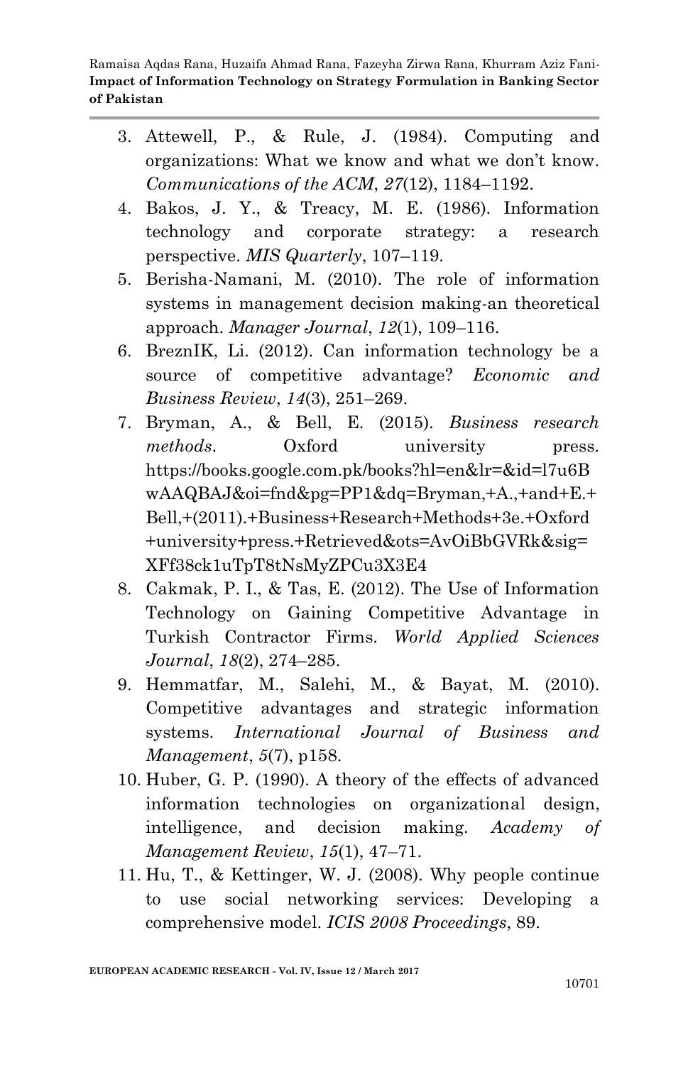3. Attewell, P., & Rule, J. (1984). Computing and organizations: What we know and what we don't know. *Communications of the ACM*, *27*(12), 1184–1192.
4. Bakos, J. Y., & Treacy, M. E. (1986). Information technology and corporate strategy: a research perspective. *MIS Quarterly*, 107–119.
5. Berisha-Namani, M. (2010). The role of information systems in management decision making-an theoretical approach. *Manager Journal*, *12*(1), 109–116.
6. BreznIK, Li. (2012). Can information technology be a source of competitive advantage? *Economic and Business Review*, *14*(3), 251–269.
7. Bryman, A., & Bell, E. (2015). *Business research methods*. Oxford university press. https://books.google.com.pk/books?hl=en&lr=&id=l7u6BwAAQBAJ&oi=fnd&pg=PP1&dq=Bryman,+A.,+and+E.+Bell,+(2011).+Business+Research+Methods+3e.+Oxford+university+press.+Retrieved&ots=AvOiBbGVRk&sig=XFf38ck1uTpT8tNsMyZPCu3X3E4
8. Cakmak, P. I., & Tas, E. (2012). The Use of Information Technology on Gaining Competitive Advantage in Turkish Contractor Firms. *World Applied Sciences Journal*, *18*(2), 274–285.
9. Hemmatfar, M., Salehi, M., & Bayat, M. (2010). Competitive advantages and strategic information systems. *International Journal of Business and Management*, *5*(7), p158.
10. Huber, G. P. (1990). A theory of the effects of advanced information technologies on organizational design, intelligence, and decision making. *Academy of Management Review*, *15*(1), 47–71.
11. Hu, T., & Kettinger, W. J. (2008). Why people continue to use social networking services: Developing a comprehensive model. *ICIS 2008 Proceedings*, 89.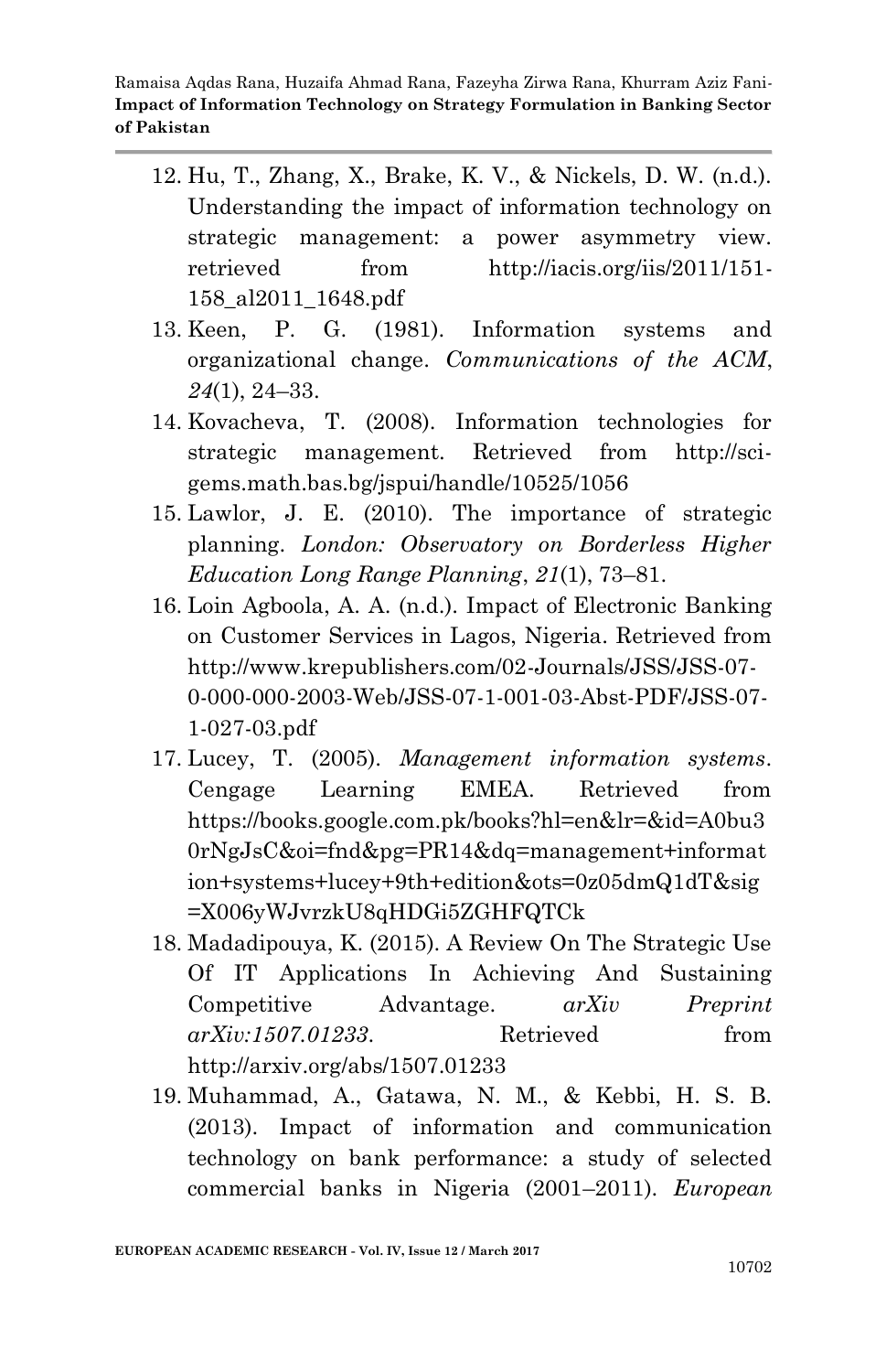12. Hu, T., Zhang, X., Brake, K. V., & Nickels, D. W. (n.d.). Understanding the impact of information technology on strategic management: a power asymmetry view. retrieved from http://iacis.org/iis/2011/151-158_al2011_1648.pdf
13. Keen, P. G. (1981). Information systems and organizational change. *Communications of the ACM*, *24*(1), 24–33.
14. Kovacheva, T. (2008). Information technologies for strategic management. Retrieved from http://sci-gems.math.bas.bg/jspui/handle/10525/1056
15. Lawlor, J. E. (2010). The importance of strategic planning. *London: Observatory on Borderless Higher Education Long Range Planning*, *21*(1), 73–81.
16. Loin Agboola, A. A. (n.d.). Impact of Electronic Banking on Customer Services in Lagos, Nigeria. Retrieved from http://www.krepublishers.com/02-Journals/JSS/JSS-07-0-000-000-2003-Web/JSS-07-1-001-03-Abst-PDF/JSS-07-1-027-03.pdf
17. Lucey, T. (2005). *Management information systems*. Cengage Learning EMEA. Retrieved from https://books.google.com.pk/books?hl=en&lr=&id=A0bu30rNgJsC&oi=fnd&pg=PR14&dq=management+information+systems+lucey+9th+edition&ots=0z05dmQ1dT&sig=X006yWJvrzkU8qHDGi5ZGHFQTCk
18. Madadipouya, K. (2015). A Review On The Strategic Use Of IT Applications In Achieving And Sustaining Competitive Advantage. *arXiv Preprint arXiv:1507.01233*. Retrieved from http://arxiv.org/abs/1507.01233
19. Muhammad, A., Gatawa, N. M., & Kebbi, H. S. B. (2013). Impact of information and communication technology on bank performance: a study of selected commercial banks in Nigeria (2001–2011). *European*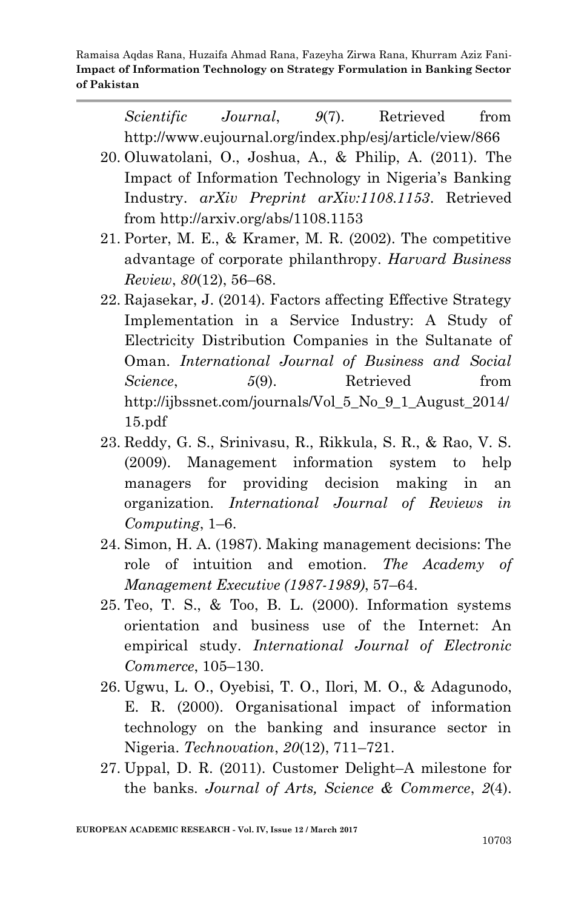*Scientific Journal*, *9*(7). Retrieved from http://www.eujournal.org/index.php/esj/article/view/866

20. Oluwatolani, O., Joshua, A., & Philip, A. (2011). The Impact of Information Technology in Nigeria's Banking Industry. *arXiv Preprint arXiv:1108.1153*. Retrieved from http://arxiv.org/abs/1108.1153
21. Porter, M. E., & Kramer, M. R. (2002). The competitive advantage of corporate philanthropy. *Harvard Business Review*, *80*(12), 56–68.
22. Rajasekar, J. (2014). Factors affecting Effective Strategy Implementation in a Service Industry: A Study of Electricity Distribution Companies in the Sultanate of Oman. *International Journal of Business and Social Science*, *5*(9). Retrieved from http://ijbssnet.com/journals/Vol_5_No_9_1_August_2014/15.pdf
23. Reddy, G. S., Srinivasu, R., Rikkula, S. R., & Rao, V. S. (2009). Management information system to help managers for providing decision making in an organization. *International Journal of Reviews in Computing*, 1–6.
24. Simon, H. A. (1987). Making management decisions: The role of intuition and emotion. *The Academy of Management Executive (1987-1989)*, 57–64.
25. Teo, T. S., & Too, B. L. (2000). Information systems orientation and business use of the Internet: An empirical study. *International Journal of Electronic Commerce*, 105–130.
26. Ugwu, L. O., Oyebisi, T. O., Ilori, M. O., & Adagunodo, E. R. (2000). Organisational impact of information technology on the banking and insurance sector in Nigeria. *Technovation*, *20*(12), 711–721.
27. Uppal, D. R. (2011). Customer Delight–A milestone for the banks. *Journal of Arts, Science & Commerce*, *2*(4).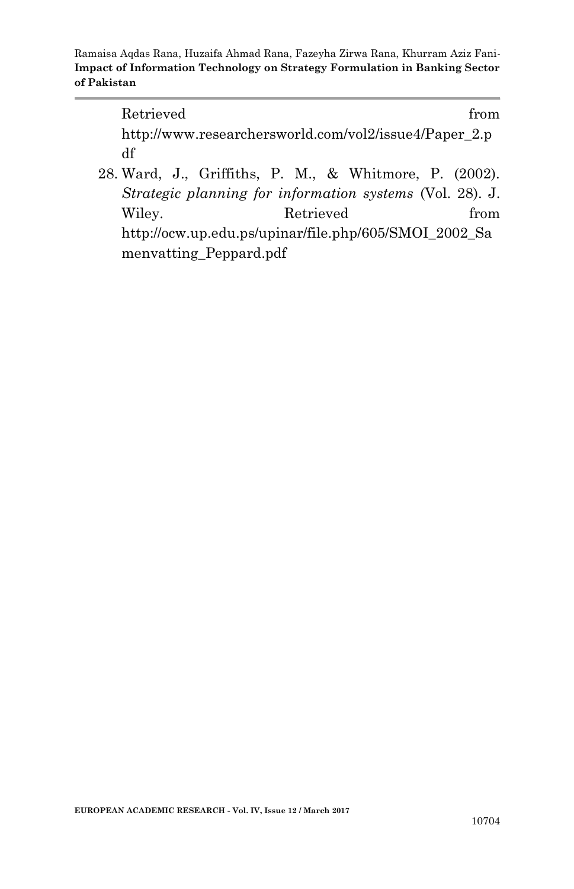Retrieved from http://www.researchersworld.com/vol2/issue4/Paper_2.pdf

28. Ward, J., Griffiths, P. M., & Whitmore, P. (2002). *Strategic planning for information systems* (Vol. 28). J. Wiley. Retrieved from http://ocw.up.edu.ps/upinar/file.php/605/SMOI_2002_Samenvatting_Peppard.pdf